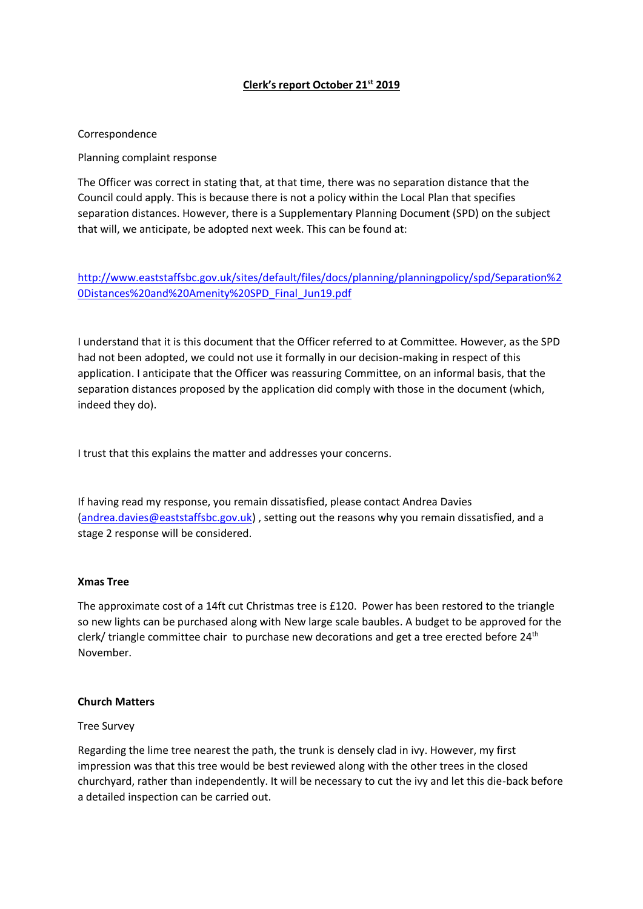# Clerk's report October 21st 2019

Correspondence

Planning complaint response

The Officer was correct in stating that, at that time, there was no separation distance that the Council could apply. This is because there is not a policy within the Local Plan that specifies separation distances. However, there is a Supplementary Planning Document (SPD) on the subject that will, we anticipate, be adopted next week. This can be found at:

[http://www.eaststaffsbc.gov.uk/sites/default/files/docs/planning/planningpolicy/spd/Separation%20Distances%20and%20Amenity%20SPD_Final_Jun19.pdf](http://www.eaststaffsbc.gov.uk/sites/default/files/docs/planning/planningpolicy/spd/Separation%20Distances%20and%20Amenity%20SPD_Final_Jun19.pdf)

I understand that it is this document that the Officer referred to at Committee. However, as the SPD had not been adopted, we could not use it formally in our decision-making in respect of this application. I anticipate that the Officer was reassuring Committee, on an informal basis, that the separation distances proposed by the application did comply with those in the document (which, indeed they do).

I trust that this explains the matter and addresses your concerns.

If having read my response, you remain dissatisfied, please contact Andrea Davies ([andrea.davies@eaststaffsbc.gov.uk](mailto:andrea.davies@eaststaffsbc.gov.uk)) , setting out the reasons why you remain dissatisfied, and a stage 2 response will be considered.

**Xmas Tree**

The approximate cost of a 14ft cut Christmas tree is £120. Power has been restored to the triangle so new lights can be purchased along with New large scale baubles. A budget to be approved for the clerk/ triangle committee chair to purchase new decorations and get a tree erected before 24th November.

**Church Matters**

Tree Survey

Regarding the lime tree nearest the path, the trunk is densely clad in ivy. However, my first impression was that this tree would be best reviewed along with the other trees in the closed churchyard, rather than independently. It will be necessary to cut the ivy and let this die-back before a detailed inspection can be carried out.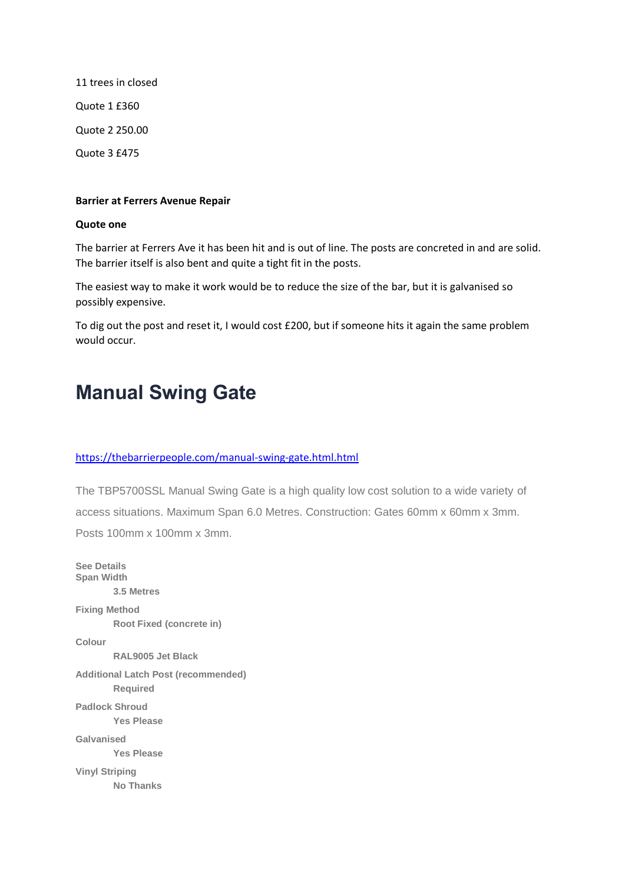11 trees in closed

Quote 1 £360

Quote 2 250.00

Quote 3 £475

**Barrier at Ferrers Avenue Repair**

**Quote one**

The barrier at Ferrers Ave it has been hit and is out of line. The posts are concreted in and are solid. The barrier itself is also bent and quite a tight fit in the posts.

The easiest way to make it work would be to reduce the size of the bar, but it is galvanised so possibly expensive.

To dig out the post and reset it, I would cost £200, but if someone hits it again the same problem would occur.

# Manual Swing Gate

[https://thebarrierpeople.com/manual-swing-gate.html.html](https://thebarrierpeople.com/manual-swing-gate.html.html)

The TBP5700SSL Manual Swing Gate is a high quality low cost solution to a wide variety of access situations. Maximum Span 6.0 Metres. Construction: Gates 60mm x 60mm x 3mm. Posts 100mm x 100mm x 3mm.

**See Details**

**Span Width**

**3.5 Metres**

**Fixing Method**

**Root Fixed (concrete in)**

**Colour**

**RAL9005 Jet Black**

**Additional Latch Post (recommended)**

**Required**

**Padlock Shroud**

**Yes Please**

**Galvanised**

**Yes Please**

**Vinyl Striping**

**No Thanks**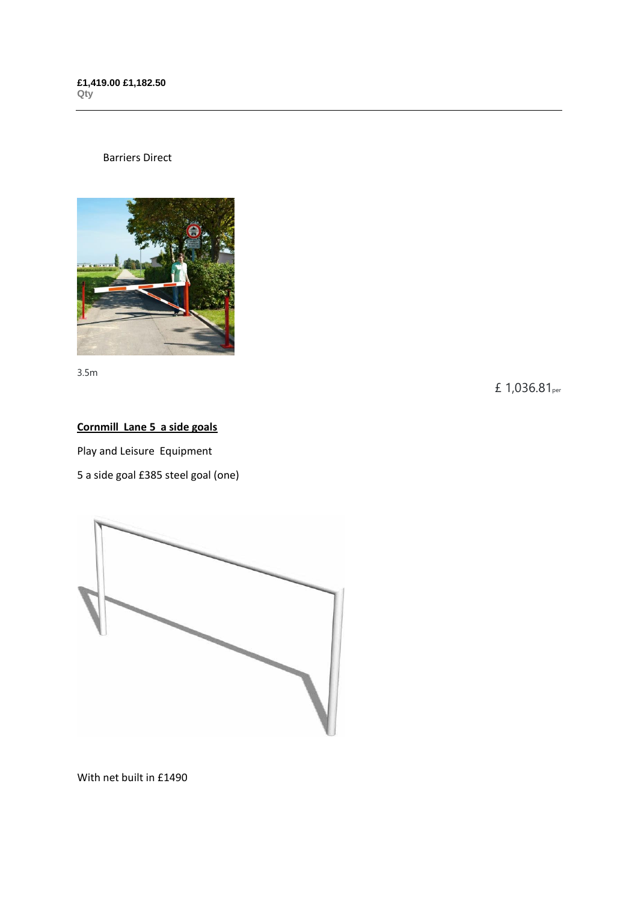**£1,419.00 £1,182.50**
Qty

---

Barriers Direct

3.5m

£ 1,036.81per

**<u>Cornmill Lane 5 a side goals</u>**

Play and Leisure Equipment

5 a side goal £385 steel goal (one)

With net built in £1490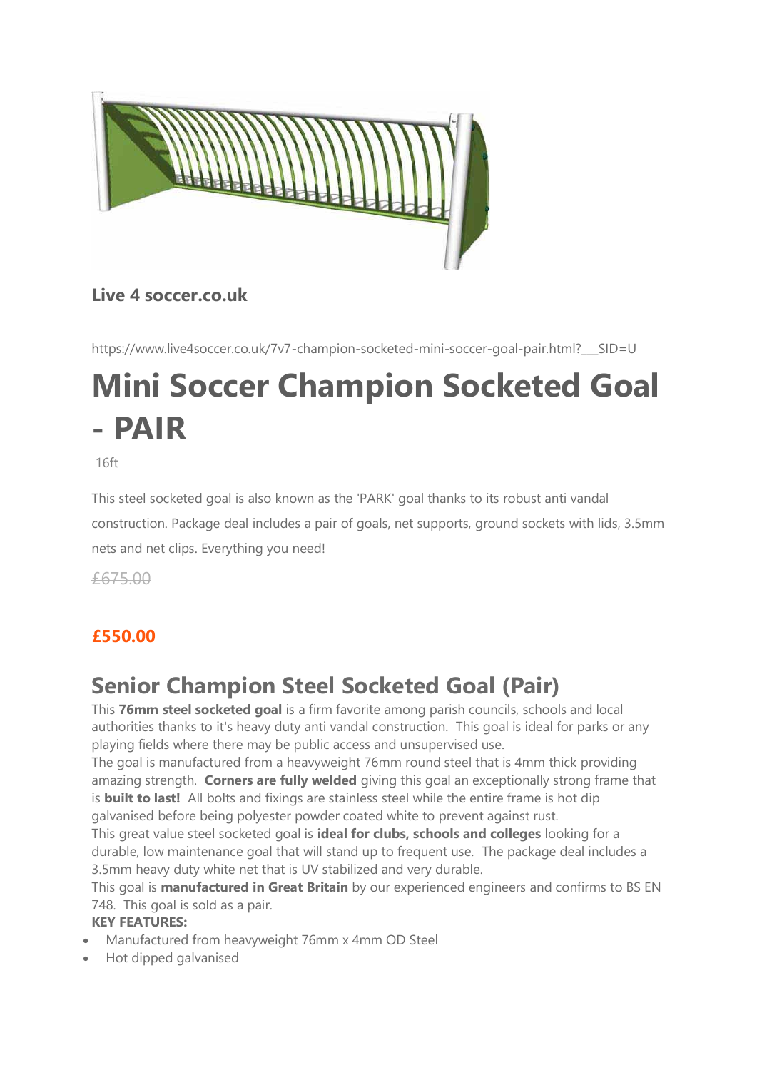**Live 4 soccer.co.uk**

https://www.live4soccer.co.uk/7v7-champion-socketed-mini-soccer-goal-pair.html?___SID=U

# Mini Soccer Champion Socketed Goal - PAIR

16ft

This steel socketed goal is also known as the 'PARK' goal thanks to its robust anti vandal construction. Package deal includes a pair of goals, net supports, ground sockets with lids, 3.5mm nets and net clips. Everything you need!

~~£675.00~~

**£550.00**

## Senior Champion Steel Socketed Goal (Pair)

This **76mm steel socketed goal** is a firm favorite among parish councils, schools and local authorities thanks to it's heavy duty anti vandal construction. This goal is ideal for parks or any playing fields where there may be public access and unsupervised use.

The goal is manufactured from a heavyweight 76mm round steel that is 4mm thick providing amazing strength. **Corners are fully welded** giving this goal an exceptionally strong frame that is **built to last!** All bolts and fixings are stainless steel while the entire frame is hot dip galvanised before being polyester powder coated white to prevent against rust.

This great value steel socketed goal is **ideal for clubs, schools and colleges** looking for a durable, low maintenance goal that will stand up to frequent use. The package deal includes a 3.5mm heavy duty white net that is UV stabilized and very durable.

This goal is **manufactured in Great Britain** by our experienced engineers and confirms to BS EN 748. This goal is sold as a pair.

**KEY FEATURES:**

- Manufactured from heavyweight 76mm x 4mm OD Steel
- Hot dipped galvanised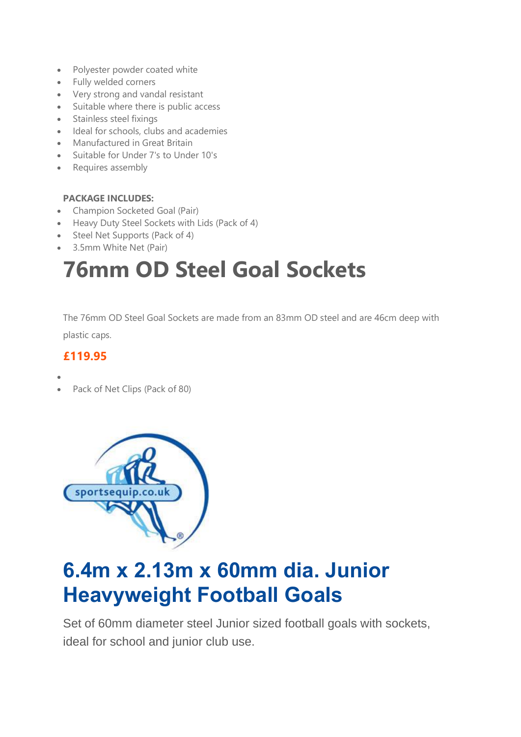- Polyester powder coated white
- Fully welded corners
- Very strong and vandal resistant
- Suitable where there is public access
- Stainless steel fixings
- Ideal for schools, clubs and academies
- Manufactured in Great Britain
- Suitable for Under 7's to Under 10's
- Requires assembly

**PACKAGE INCLUDES:**

- Champion Socketed Goal (Pair)
- Heavy Duty Steel Sockets with Lids (Pack of 4)
- Steel Net Supports (Pack of 4)
- 3.5mm White Net (Pair)

# 76mm OD Steel Goal Sockets

The 76mm OD Steel Goal Sockets are made from an 83mm OD steel and are 46cm deep with plastic caps.

**£119.95**

- 
- Pack of Net Clips (Pack of 80)

sportsequip.co.uk

# 6.4m x 2.13m x 60mm dia. Junior Heavyweight Football Goals

Set of 60mm diameter steel Junior sized football goals with sockets, ideal for school and junior club use.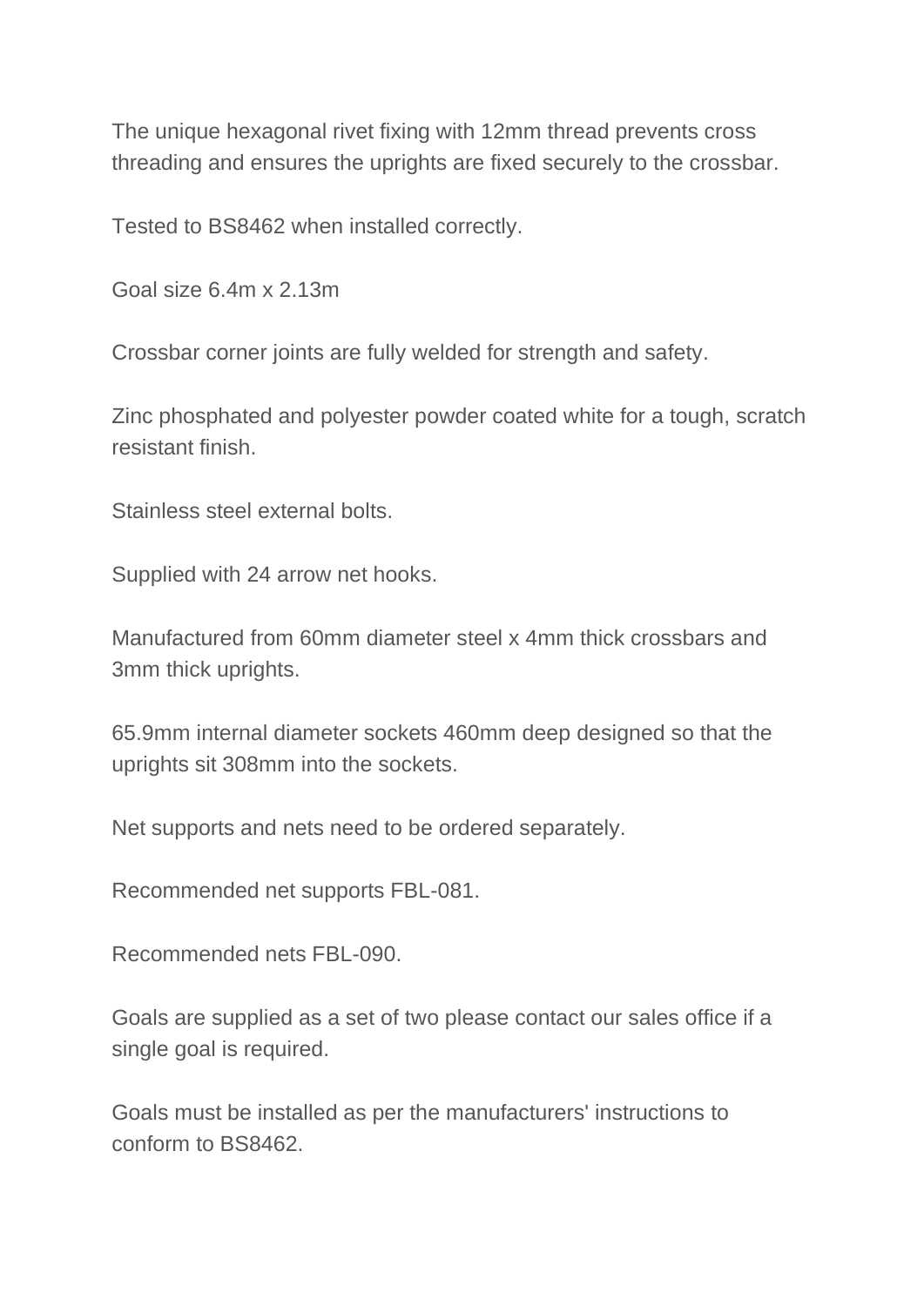The unique hexagonal rivet fixing with 12mm thread prevents cross threading and ensures the uprights are fixed securely to the crossbar.

Tested to BS8462 when installed correctly.

Goal size 6.4m x 2.13m

Crossbar corner joints are fully welded for strength and safety.

Zinc phosphated and polyester powder coated white for a tough, scratch resistant finish.

Stainless steel external bolts.

Supplied with 24 arrow net hooks.

Manufactured from 60mm diameter steel x 4mm thick crossbars and 3mm thick uprights.

65.9mm internal diameter sockets 460mm deep designed so that the uprights sit 308mm into the sockets.

Net supports and nets need to be ordered separately.

Recommended net supports FBL-081.

Recommended nets FBL-090.

Goals are supplied as a set of two please contact our sales office if a single goal is required.

Goals must be installed as per the manufacturers' instructions to conform to BS8462.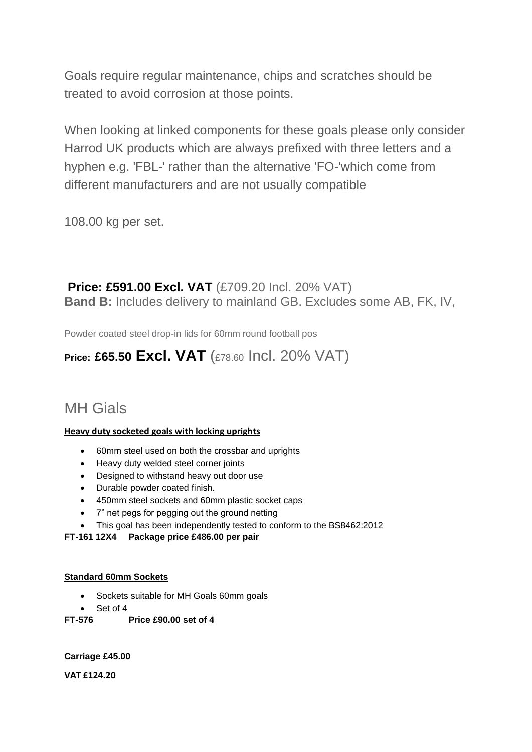Goals require regular maintenance, chips and scratches should be treated to avoid corrosion at those points.

When looking at linked components for these goals please only consider Harrod UK products which are always prefixed with three letters and a hyphen e.g. 'FBL-' rather than the alternative 'FO-'which come from different manufacturers and are not usually compatible

108.00 kg per set.

**Price: £591.00 Excl. VAT** (£709.20 Incl. 20% VAT)
**Band B:** Includes delivery to mainland GB. Excludes some AB, FK, IV,

Powder coated steel drop-in lids for 60mm round football pos

**Price: £65.50 Excl. VAT** (£78.60 Incl. 20% VAT)

## MH Gials

**Heavy duty socketed goals with locking uprights**

- 60mm steel used on both the crossbar and uprights
- Heavy duty welded steel corner joints
- Designed to withstand heavy out door use
- Durable powder coated finish.
- 450mm steel sockets and 60mm plastic socket caps
- 7" net pegs for pegging out the ground netting
- This goal has been independently tested to conform to the BS8462:2012

**FT-161 12X4 Package price £486.00 per pair**

**Standard 60mm Sockets**

- Sockets suitable for MH Goals 60mm goals
- Set of 4

**FT-576 Price £90.00 set of 4**

**Carriage £45.00**

**VAT £124.20**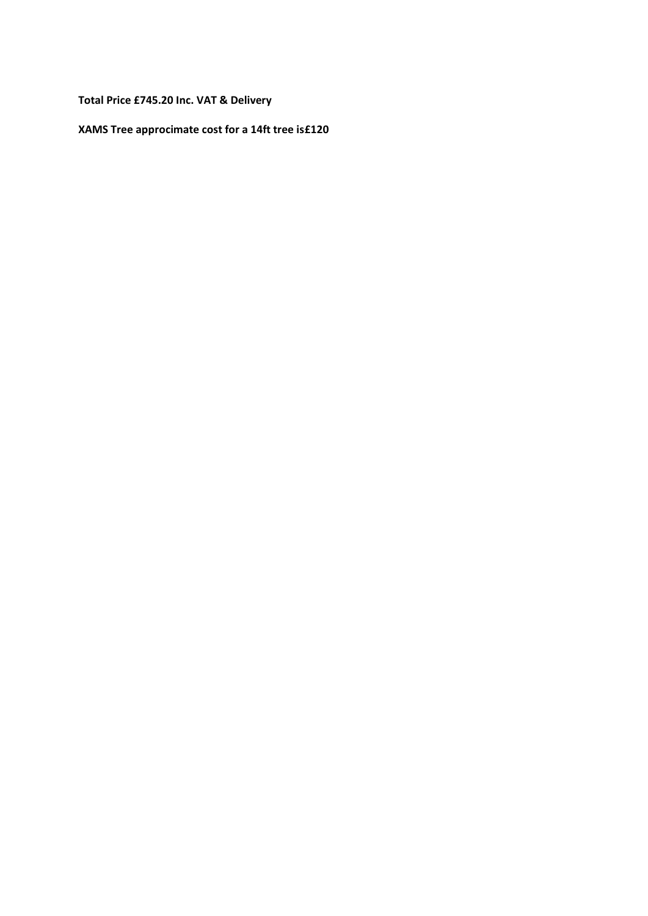**Total Price £745.20 Inc. VAT & Delivery**

**XAMS Tree approcimate cost for a 14ft tree is£120**